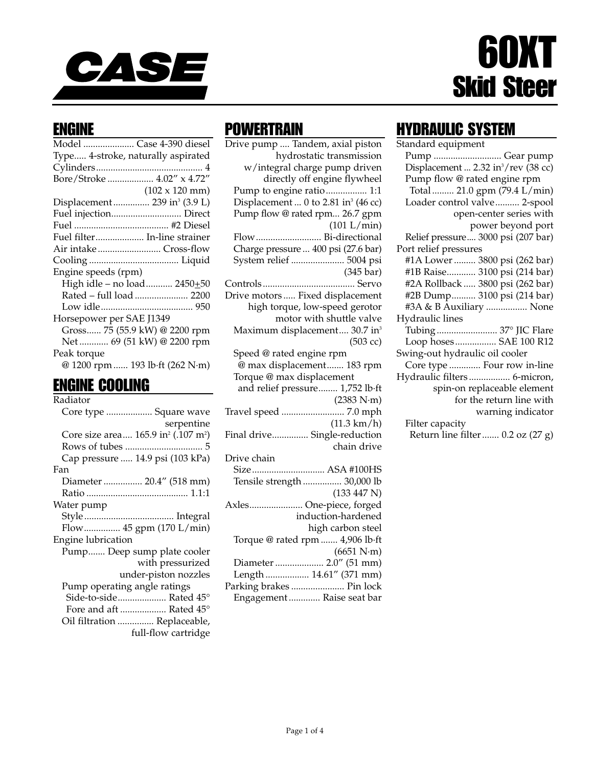# CASE

# 60XT Skid Steer

## ENGINE

Model ..................... Case 4-390 diesel
Type..... 4-stroke, naturally aspirated
Cylinders ........................................... 4
Bore/Stroke .................. 4.02" x 4.72" (102 x 120 mm)
Displacement ............... 239 in$^3$ (3.9 L)
Fuel injection............................. Direct
Fuel ...................................... #2 Diesel
Fuel filter.................... In-line strainer
Air intake .......................... Cross-flow
Cooling ..................................... Liquid
Engine speeds (rpm)
- High idle – no load........... 2450±50
- Rated – full load ...................... 2200
- Low idle...................................... 950

Horsepower per SAE J1349
- Gross...... 75 (55.9 kW) @ 2200 rpm
- Net ........... 69 (51 kW) @ 2200 rpm

Peak torque
- @ 1200 rpm ...... 193 lb·ft (262 N·m)

## ENGINE COOLING

Radiator
- Core type ................... Square wave serpentine
- Core size area.... 165.9 in$^2$ (.107 m$^2$)
- Rows of tubes ................................ 5
- Cap pressure ..... 14.9 psi (103 kPa)

Fan
- Diameter ................ 20.4" (518 mm)
- Ratio .......................................... 1.1:1

Water pump
- Style ..................................... Integral
- Flow............... 45 gpm (170 L/min)

Engine lubrication
- Pump....... Deep sump plate cooler with pressurized under-piston nozzles
- Pump operating angle ratings
  - Side-to-side.................... Rated 45°
  - Fore and aft ................... Rated 45°
- Oil filtration ............... Replaceable, full-flow cartridge

## POWERTRAIN

Drive pump .... Tandem, axial piston hydrostatic transmission w/integral charge pump driven directly off engine flywheel
- Pump to engine ratio................. 1:1
- Displacement ... 0 to 2.81 in$^3$ (46 cc)
- Pump flow @ rated rpm... 26.7 gpm (101 L/min)
- Flow........................... Bi-directional
- Charge pressure ... 400 psi (27.6 bar)
- System relief ...................... 5004 psi (345 bar)

Controls ..................................... Servo
Drive motors ..... Fixed displacement high torque, low-speed gerotor motor with shuttle valve
- Maximum displacement.... 30.7 in$^3$ (503 cc)
- Speed @ rated engine rpm @ max displacement....... 183 rpm
- Torque @ max displacement and relief pressure........ 1,752 lb·ft (2383 N·m)

Travel speed .......................... 7.0 mph (11.3 km/h)
Final drive............... Single-reduction chain drive
Drive chain
- Size.............................. ASA #100HS
- Tensile strength ................ 30,000 lb (133 447 N)

Axles...................... One-piece, forged induction-hardened high carbon steel
- Torque @ rated rpm ....... 4,906 lb·ft (6651 N·m)
- Diameter .................... 2.0" (51 mm)
- Length .................. 14.61" (371 mm)

Parking brakes ...................... Pin lock
- Engagement ............. Raise seat bar

## HYDRAULIC SYSTEM

Standard equipment
- Pump ............................ Gear pump
- Displacement ... 2.32 in$^3$/rev (38 cc)
- Pump flow @ rated engine rpm
  - Total ......... 21.0 gpm (79.4 L/min)
- Loader control valve.......... 2-spool open-center series with power beyond port
- Relief pressure.... 3000 psi (207 bar)

Port relief pressures
- #1A Lower ......... 3800 psi (262 bar)
- #1B Raise............ 3100 psi (214 bar)
- #2A Rollback ..... 3800 psi (262 bar)
- #2B Dump.......... 3100 psi (214 bar)
- #3A & B Auxiliary ................. None

Hydraulic lines
- Tubing ......................... 37° JIC Flare
- Loop hoses ................. SAE 100 R12

Swing-out hydraulic oil cooler
- Core type ............. Four row in-line

Hydraulic filters ................. 6-micron, spin-on replaceable element for the return line with warning indicator
- Filter capacity
  - Return line filter ....... 0.2 oz (27 g)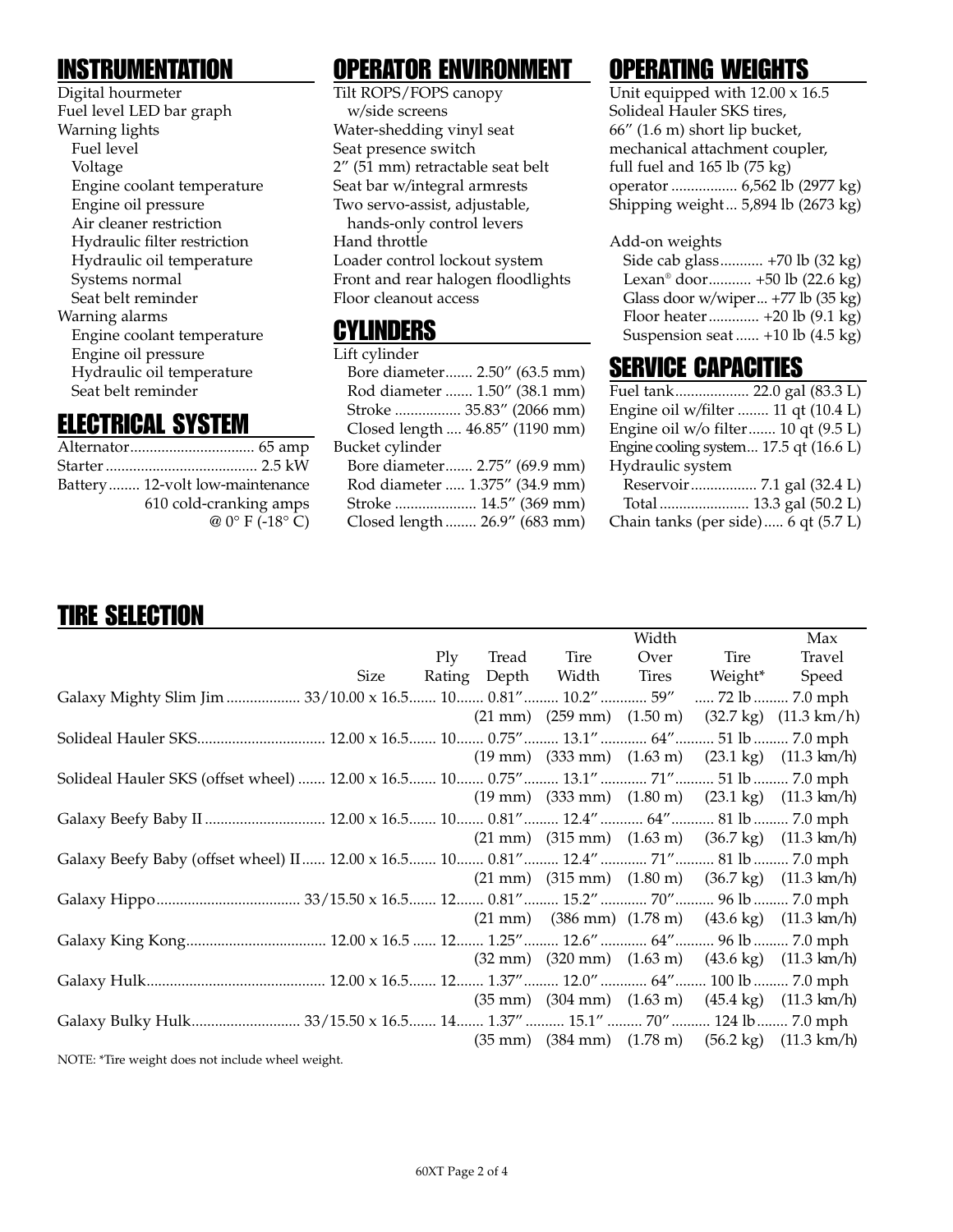## INSTRUMENTATION

Digital hourmeter
Fuel level LED bar graph
Warning lights
- Fuel level
- Voltage
- Engine coolant temperature
- Engine oil pressure
- Air cleaner restriction
- Hydraulic filter restriction
- Hydraulic oil temperature
- Systems normal
- Seat belt reminder

Warning alarms
- Engine coolant temperature
- Engine oil pressure
- Hydraulic oil temperature
- Seat belt reminder

## ELECTRICAL SYSTEM

Alternator................................ 65 amp
Starter....................................... 2.5 kW
Battery........ 12-volt low-maintenance
610 cold-cranking amps
@ 0° F (-18° C)

## OPERATOR ENVIRONMENT

Tilt ROPS/FOPS canopy
w/side screens
Water-shedding vinyl seat
Seat presence switch
2″ (51 mm) retractable seat belt
Seat bar w/integral armrests
Two servo-assist, adjustable,
hands-only control levers
Hand throttle
Loader control lockout system
Front and rear halogen floodlights
Floor cleanout access

## CYLINDERS

Lift cylinder
- Bore diameter....... 2.50″ (63.5 mm)
- Rod diameter ....... 1.50″ (38.1 mm)
- Stroke ................. 35.83″ (2066 mm)
- Closed length .... 46.85″ (1190 mm)

Bucket cylinder
- Bore diameter....... 2.75″ (69.9 mm)
- Rod diameter ..... 1.375″ (34.9 mm)
- Stroke ..................... 14.5″ (369 mm)
- Closed length ........ 26.9″ (683 mm)

## OPERATING WEIGHTS

Unit equipped with 12.00 x 16.5
Solideal Hauler SKS tires,
66″ (1.6 m) short lip bucket,
mechanical attachment coupler,
full fuel and 165 lb (75 kg)
operator ................. 6,562 lb (2977 kg)
Shipping weight... 5,894 lb (2673 kg)

Add-on weights
- Side cab glass........... +70 lb (32 kg)
- Lexan® door........... +50 lb (22.6 kg)
- Glass door w/wiper... +77 lb (35 kg)
- Floor heater............. +20 lb (9.1 kg)
- Suspension seat...... +10 lb (4.5 kg)

## SERVICE CAPACITIES

Fuel tank................... 22.0 gal (83.3 L)
Engine oil w/filter ........ 11 qt (10.4 L)
Engine oil w/o filter....... 10 qt (9.5 L)
Engine cooling system... 17.5 qt (16.6 L)
Hydraulic system
- Reservoir................. 7.1 gal (32.4 L)
- Total....................... 13.3 gal (50.2 L)

Chain tanks (per side)..... 6 qt (5.7 L)

## TIRE SELECTION

| | Size | Ply Rating | Tread Depth | Tire Width | Width Over Tires | Tire Weight* | Max Travel Speed |
|---|---|---|---|---|---|---|---|
| Galaxy Mighty Slim Jim | 33/10.00 x 16.5 | 10 | 0.81″ (21 mm) | 10.2″ (259 mm) | 59″ (1.50 m) | 72 lb (32.7 kg) | 7.0 mph (11.3 km/h) |
| Solideal Hauler SKS | 12.00 x 16.5 | 10 | 0.75″ (19 mm) | 13.1″ (333 mm) | 64″ (1.63 m) | 51 lb (23.1 kg) | 7.0 mph (11.3 km/h) |
| Solideal Hauler SKS (offset wheel) | 12.00 x 16.5 | 10 | 0.75″ (19 mm) | 13.1″ (333 mm) | 71″ (1.80 m) | 51 lb (23.1 kg) | 7.0 mph (11.3 km/h) |
| Galaxy Beefy Baby II | 12.00 x 16.5 | 10 | 0.81″ (21 mm) | 12.4″ (315 mm) | 64″ (1.63 m) | 81 lb (36.7 kg) | 7.0 mph (11.3 km/h) |
| Galaxy Beefy Baby (offset wheel) II | 12.00 x 16.5 | 10 | 0.81″ (21 mm) | 12.4″ (315 mm) | 71″ (1.80 m) | 81 lb (36.7 kg) | 7.0 mph (11.3 km/h) |
| Galaxy Hippo | 33/15.50 x 16.5 | 12 | 0.81″ (21 mm) | 15.2″ (386 mm) | 70″ (1.78 m) | 96 lb (43.6 kg) | 7.0 mph (11.3 km/h) |
| Galaxy King Kong | 12.00 x 16.5 | 12 | 1.25″ (32 mm) | 12.6″ (320 mm) | 64″ (1.63 m) | 96 lb (43.6 kg) | 7.0 mph (11.3 km/h) |
| Galaxy Hulk | 12.00 x 16.5 | 12 | 1.37″ (35 mm) | 12.0″ (304 mm) | 64″ (1.63 m) | 100 lb (45.4 kg) | 7.0 mph (11.3 km/h) |
| Galaxy Bulky Hulk | 33/15.50 x 16.5 | 14 | 1.37″ (35 mm) | 15.1″ (384 mm) | 70″ (1.78 m) | 124 lb (56.2 kg) | 7.0 mph (11.3 km/h) |

NOTE: *Tire weight does not include wheel weight.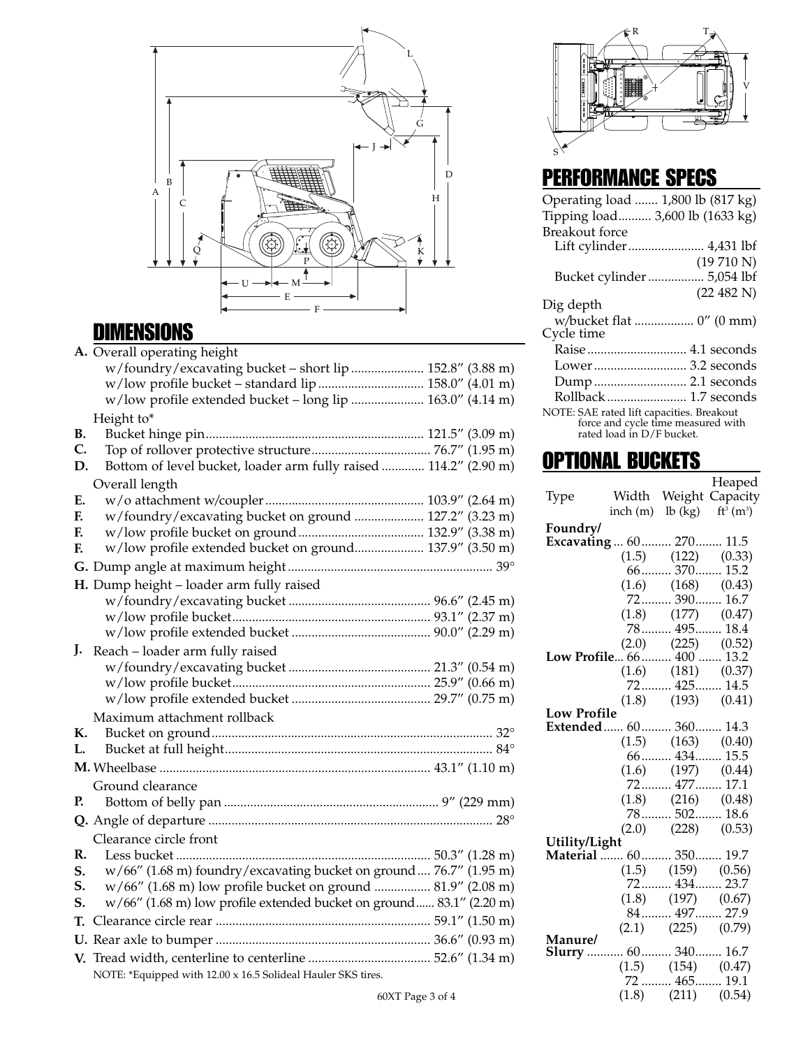## DIMENSIONS

**A.** Overall operating height
- w/foundry/excavating bucket – short lip ...................... 152.8″ (3.88 m)
- w/low profile bucket – standard lip ................................ 158.0″ (4.01 m)
- w/low profile extended bucket – long lip ...................... 163.0″ (4.14 m)

Height to*

**B.** Bucket hinge pin................................................................. 121.5″ (3.09 m)

**C.** Top of rollover protective structure.................................... 76.7″ (1.95 m)

**D.** Bottom of level bucket, loader arm fully raised ............. 114.2″ (2.90 m)

Overall length

**E.** w/o attachment w/coupler................................................ 103.9″ (2.64 m)

**F.** w/foundry/excavating bucket on ground ..................... 127.2″ (3.23 m)

**F.** w/low profile bucket on ground...................................... 132.9″ (3.38 m)

**F.** w/low profile extended bucket on ground..................... 137.9″ (3.50 m)

**G.** Dump angle at maximum height............................................................ 39°

**H.** Dump height – loader arm fully raised
- w/foundry/excavating bucket ........................................... 96.6″ (2.45 m)
- w/low profile bucket........................................................... 93.1″ (2.37 m)
- w/low profile extended bucket .......................................... 90.0″ (2.29 m)

**J.** Reach – loader arm fully raised
- w/foundry/excavating bucket ........................................... 21.3″ (0.54 m)
- w/low profile bucket........................................................... 25.9″ (0.66 m)
- w/low profile extended bucket .......................................... 29.7″ (0.75 m)

Maximum attachment rollback

**K.** Bucket on ground................................................................................... 32°

**L.** Bucket at full height................................................................................ 84°

**M.** Wheelbase ................................................................................. 43.1″ (1.10 m)

Ground clearance

**P.** Bottom of belly pan ................................................................ 9″ (229 mm)

**Q.** Angle of departure ..................................................................................... 28°

Clearance circle front

**R.** Less bucket ............................................................................ 50.3″ (1.28 m)

**S.** w/66″ (1.68 m) foundry/excavating bucket on ground.... 76.7″ (1.95 m)

**S.** w/66″ (1.68 m) low profile bucket on ground ................. 81.9″ (2.08 m)

**S.** w/66″ (1.68 m) low profile extended bucket on ground...... 83.1″ (2.20 m)

**T.** Clearance circle rear ................................................................ 59.1″ (1.50 m)

**U.** Rear axle to bumper ................................................................ 36.6″ (0.93 m)

**V.** Tread width, centerline to centerline ..................................... 52.6″ (1.34 m)

NOTE: *Equipped with 12.00 x 16.5 Solideal Hauler SKS tires.

## PERFORMANCE SPECS

Operating load ....... 1,800 lb (817 kg)
Tipping load.......... 3,600 lb (1633 kg)

Breakout force
- Lift cylinder....................... 4,431 lbf (19 710 N)
- Bucket cylinder ................. 5,054 lbf (22 482 N)

Dig depth
- w/bucket flat .................. 0″ (0 mm)

Cycle time
- Raise .............................. 4.1 seconds
- Lower ............................ 3.2 seconds
- Dump ............................ 2.1 seconds
- Rollback ........................ 1.7 seconds

NOTE: SAE rated lift capacities. Breakout force and cycle time measured with rated load in D/F bucket.

## OPTIONAL BUCKETS

| Type | Width inch (m) | Weight lb (kg) | Heaped Capacity $ft^3$ ($m^3$) |
|---|---|---|---|
| **Foundry/ Excavating** | 60 (1.5) | 270 (122) | 11.5 (0.33) |
| | 66 (1.6) | 370 (168) | 15.2 (0.43) |
| | 72 (1.8) | 390 (177) | 16.7 (0.47) |
| | 78 (2.0) | 495 (225) | 18.4 (0.52) |
| **Low Profile** | 66 (1.6) | 400 (181) | 13.2 (0.37) |
| | 72 (1.8) | 425 (193) | 14.5 (0.41) |
| **Low Profile Extended** | 60 (1.5) | 360 (163) | 14.3 (0.40) |
| | 66 (1.6) | 434 (197) | 15.5 (0.44) |
| | 72 (1.8) | 477 (216) | 17.1 (0.48) |
| | 78 (2.0) | 502 (228) | 18.6 (0.53) |
| **Utility/Light Material** | 60 (1.5) | 350 (159) | 19.7 (0.56) |
| | 72 (1.8) | 434 (197) | 23.7 (0.67) |
| | 84 (2.1) | 497 (225) | 27.9 (0.79) |
| **Manure/ Slurry** | 60 (1.5) | 340 (154) | 16.7 (0.47) |
| | 72 (1.8) | 465 (211) | 19.1 (0.54) |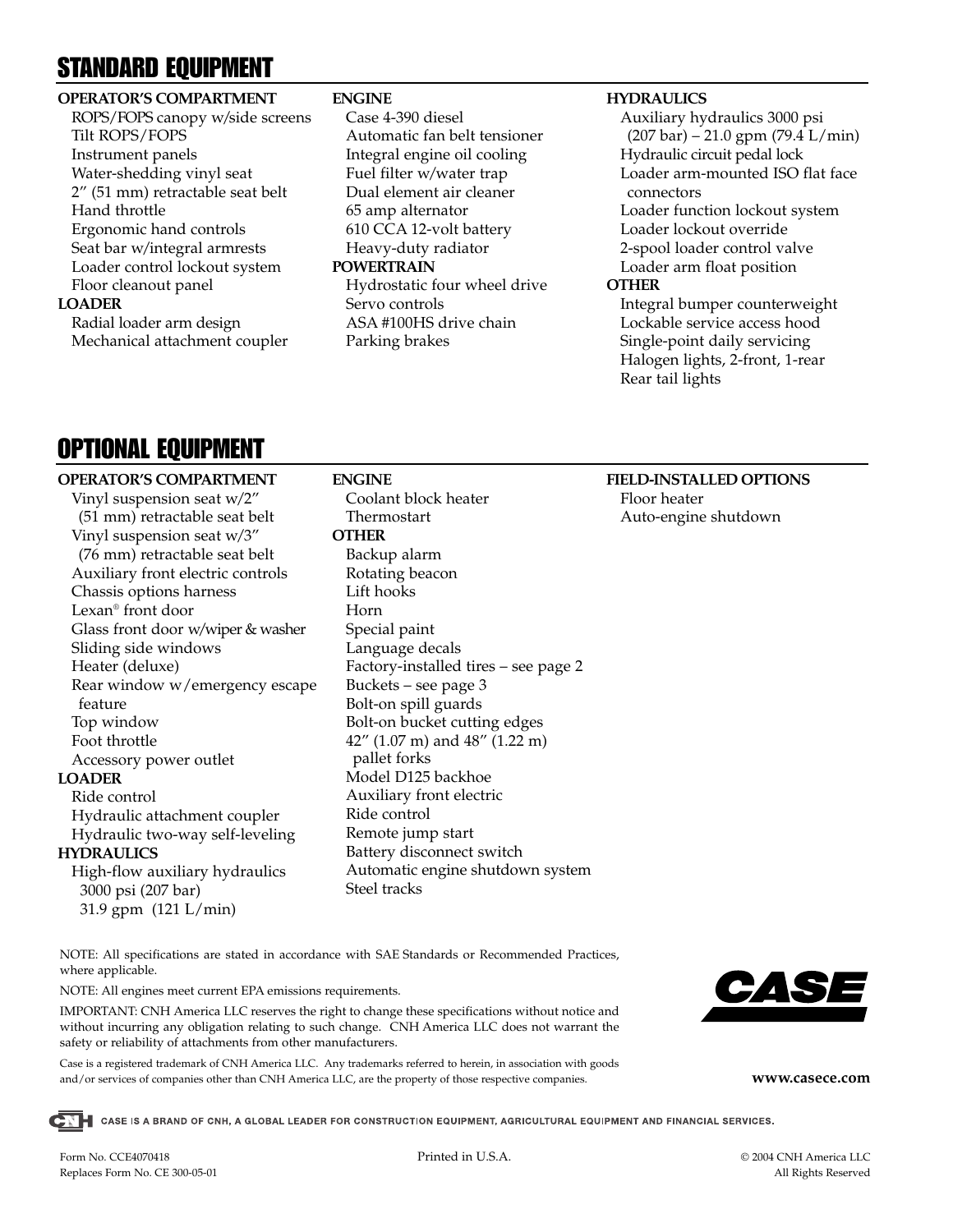## STANDARD EQUIPMENT

**OPERATOR'S COMPARTMENT**
- ROPS/FOPS canopy w/side screens
- Tilt ROPS/FOPS
- Instrument panels
- Water-shedding vinyl seat
- 2″ (51 mm) retractable seat belt
- Hand throttle
- Ergonomic hand controls
- Seat bar w/integral armrests
- Loader control lockout system
- Floor cleanout panel

**LOADER**
- Radial loader arm design
- Mechanical attachment coupler

**ENGINE**
- Case 4-390 diesel
- Automatic fan belt tensioner
- Integral engine oil cooling
- Fuel filter w/water trap
- Dual element air cleaner
- 65 amp alternator
- 610 CCA 12-volt battery
- Heavy-duty radiator

**POWERTRAIN**
- Hydrostatic four wheel drive
- Servo controls
- ASA #100HS drive chain
- Parking brakes

**HYDRAULICS**
- Auxiliary hydraulics 3000 psi (207 bar) – 21.0 gpm (79.4 L/min)
- Hydraulic circuit pedal lock
- Loader arm-mounted ISO flat face connectors
- Loader function lockout system
- Loader lockout override
- 2-spool loader control valve
- Loader arm float position

**OTHER**
- Integral bumper counterweight
- Lockable service access hood
- Single-point daily servicing
- Halogen lights, 2-front, 1-rear
- Rear tail lights

## OPTIONAL EQUIPMENT

**OPERATOR'S COMPARTMENT**
- Vinyl suspension seat w/2″ (51 mm) retractable seat belt
- Vinyl suspension seat w/3″ (76 mm) retractable seat belt
- Auxiliary front electric controls
- Chassis options harness
- Lexan® front door
- Glass front door w/wiper & washer
- Sliding side windows
- Heater (deluxe)
- Rear window w/emergency escape feature
- Top window
- Foot throttle
- Accessory power outlet

**LOADER**
- Ride control
- Hydraulic attachment coupler
- Hydraulic two-way self-leveling

**HYDRAULICS**
- High-flow auxiliary hydraulics 3000 psi (207 bar) 31.9 gpm (121 L/min)

**ENGINE**
- Coolant block heater
- Thermostart

**OTHER**
- Backup alarm
- Rotating beacon
- Lift hooks
- Horn
- Special paint
- Language decals
- Factory-installed tires – see page 2
- Buckets – see page 3
- Bolt-on spill guards
- Bolt-on bucket cutting edges
- 42″ (1.07 m) and 48″ (1.22 m) pallet forks
- Model D125 backhoe
- Auxiliary front electric
- Ride control
- Remote jump start
- Battery disconnect switch
- Automatic engine shutdown system
- Steel tracks

**FIELD-INSTALLED OPTIONS**
- Floor heater
- Auto-engine shutdown

NOTE: All specifications are stated in accordance with SAE Standards or Recommended Practices, where applicable.

NOTE: All engines meet current EPA emissions requirements.

IMPORTANT: CNH America LLC reserves the right to change these specifications without notice and without incurring any obligation relating to such change. CNH America LLC does not warrant the safety or reliability of attachments from other manufacturers.

Case is a registered trademark of CNH America LLC. Any trademarks referred to herein, in association with goods and/or services of companies other than CNH America LLC, are the property of those respective companies.

CASE

www.casece.com

CNH CASE IS A BRAND OF CNH, A GLOBAL LEADER FOR CONSTRUCTION EQUIPMENT, AGRICULTURAL EQUIPMENT AND FINANCIAL SERVICES.

Form No. CCE4070418
Replaces Form No. CE 300-05-01

Printed in U.S.A.

© 2004 CNH America LLC
All Rights Reserved